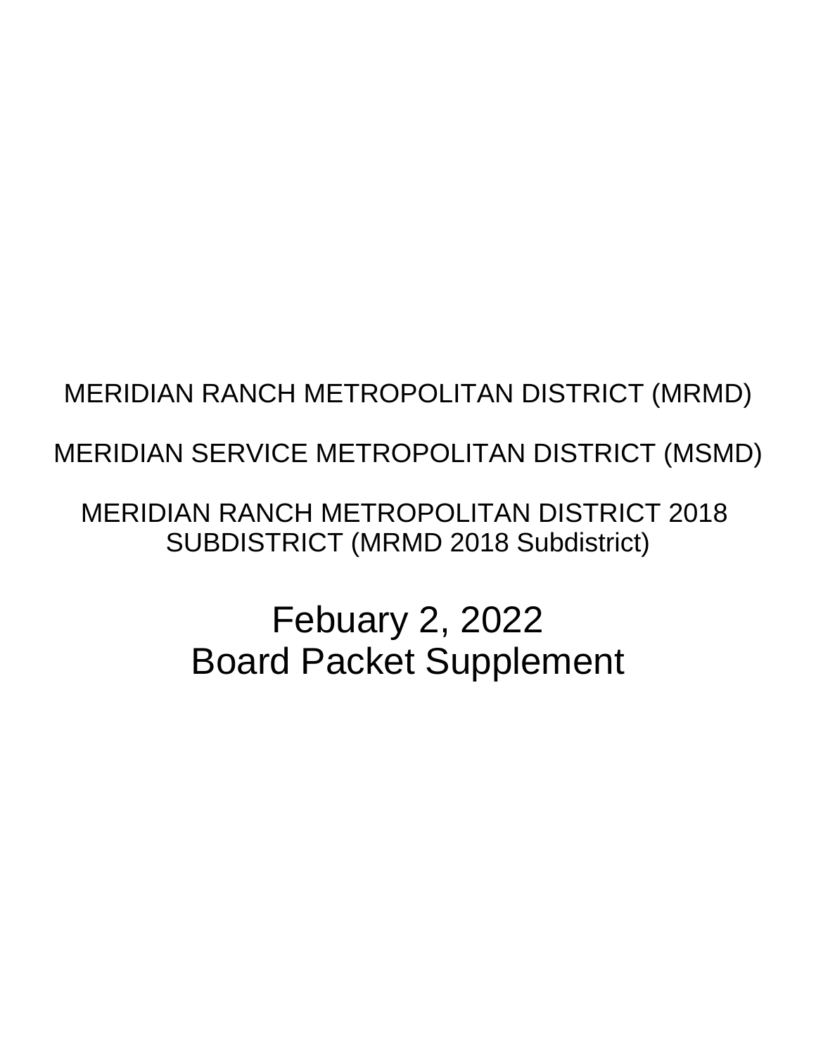MERIDIAN RANCH METROPOLITAN DISTRICT (MRMD)

MERIDIAN SERVICE METROPOLITAN DISTRICT (MSMD)

MERIDIAN RANCH METROPOLITAN DISTRICT 2018 SUBDISTRICT (MRMD 2018 Subdistrict)

# Febuary 2, 2022
# Board Packet Supplement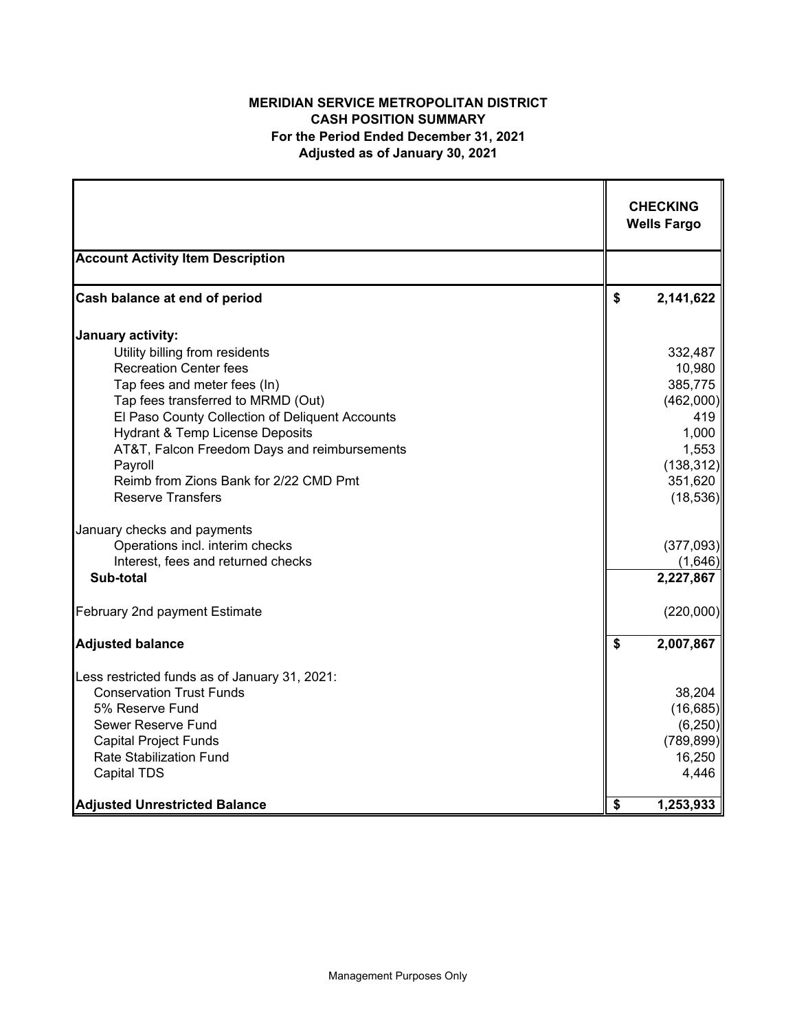**MERIDIAN SERVICE METROPOLITAN DISTRICT**
**CASH POSITION SUMMARY**
**For the Period Ended December 31, 2021**
**Adjusted as of January 30, 2021**

| | **CHECKING Wells Fargo** |
|---|---|
| **Account Activity Item Description** | |
| **Cash balance at end of period** | **$ 2,141,622** |
| **January activity:** | |
| Utility billing from residents | 332,487 |
| Recreation Center fees | 10,980 |
| Tap fees and meter fees (In) | 385,775 |
| Tap fees transferred to MRMD (Out) | (462,000) |
| El Paso County Collection of Deliquent Accounts | 419 |
| Hydrant & Temp License Deposits | 1,000 |
| AT&T, Falcon Freedom Days and reimbursements | 1,553 |
| Payroll | (138,312) |
| Reimb from Zions Bank for 2/22 CMD Pmt | 351,620 |
| Reserve Transfers | (18,536) |
| January checks and payments | |
| Operations incl. interim checks | (377,093) |
| Interest, fees and returned checks | (1,646) |
| **Sub-total** | **2,227,867** |
| February 2nd payment Estimate | (220,000) |
| **Adjusted balance** | **$ 2,007,867** |
| Less restricted funds as of January 31, 2021: | |
| Conservation Trust Funds | 38,204 |
| 5% Reserve Fund | (16,685) |
| Sewer Reserve Fund | (6,250) |
| Capital Project Funds | (789,899) |
| Rate Stabilization Fund | 16,250 |
| Capital TDS | 4,446 |
| **Adjusted Unrestricted Balance** | **$ 1,253,933** |

Management Purposes Only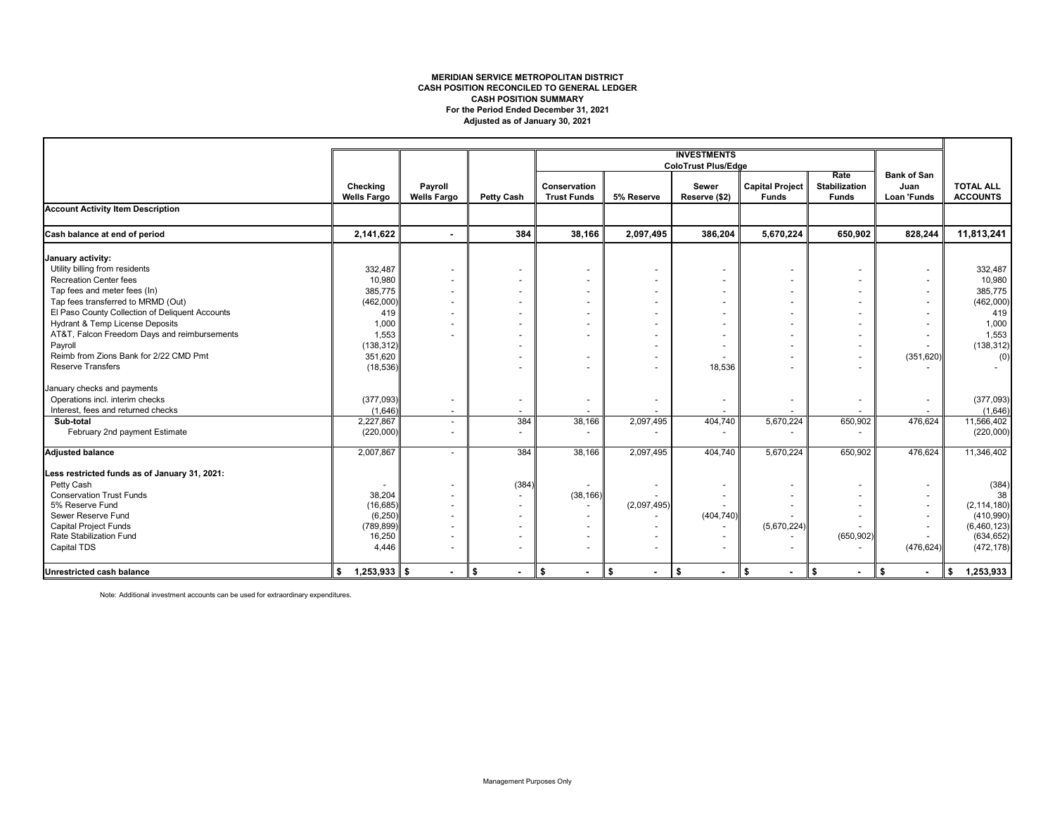**MERIDIAN SERVICE METROPOLITAN DISTRICT**
**CASH POSITION RECONCILED TO GENERAL LEDGER**
**CASH POSITION SUMMARY**
**For the Period Ended December 31, 2021**
**Adjusted as of January 30, 2021**

| | | | | INVESTMENTS ColoTrust Plus/Edge | | | | | | |
|---|---|---|---|---|---|---|---|---|---|---|
| | Checking Wells Fargo | Payroll Wells Fargo | Petty Cash | Conservation Trust Funds | 5% Reserve | Sewer Reserve ($2) | Capital Project Funds | Rate Stabilization Funds | Bank of San Juan Loan 'Funds | TOTAL ALL ACCOUNTS |
| **Account Activity Item Description** | | | | | | | | | | |
| **Cash balance at end of period** | **2,141,622** | **-** | **384** | **38,166** | **2,097,495** | **386,204** | **5,670,224** | **650,902** | **828,244** | **11,813,241** |
| **January activity:** | | | | | | | | | | |
| Utility billing from residents | 332,487 | - | - | - | - | - | - | - | - | 332,487 |
| Recreation Center fees | 10,980 | - | - | - | - | - | - | - | - | 10,980 |
| Tap fees and meter fees (In) | 385,775 | - | - | - | - | - | - | - | - | 385,775 |
| Tap fees transferred to MRMD (Out) | (462,000) | - | - | - | - | - | - | - | - | (462,000) |
| El Paso County Collection of Deliquent Accounts | 419 | - | - | - | - | - | - | - | - | 419 |
| Hydrant & Temp License Deposits | 1,000 | - | - | - | - | - | - | - | - | 1,000 |
| AT&T, Falcon Freedom Days and reimbursements | 1,553 | - | - | - | - | - | - | - | - | 1,553 |
| Payroll | (138,312) | | - | | - | - | - | - | - | (138,312) |
| Reimb from Zions Bank for 2/22 CMD Pmt | 351,620 | | - | - | - | - | - | - | (351,620) | (0) |
| Reserve Transfers | (18,536) | | - | - | - | 18,536 | - | - | - | - |
| January checks and payments | | | | | | | | | | |
| Operations incl. interim checks | (377,093) | - | - | - | - | - | - | - | - | (377,093) |
| Interest, fees and returned checks | (1,646) | - | - | - | - | - | - | - | - | (1,646) |
| **Sub-total** | 2,227,867 | - | 384 | 38,166 | 2,097,495 | 404,740 | 5,670,224 | 650,902 | 476,624 | 11,566,402 |
| February 2nd payment Estimate | (220,000) | - | - | - | - | - | - | - | | (220,000) |
| **Adjusted balance** | 2,007,867 | - | 384 | 38,166 | 2,097,495 | 404,740 | 5,670,224 | 650,902 | 476,624 | 11,346,402 |
| **Less restricted funds as of January 31, 2021:** | | | | | | | | | | |
| Petty Cash | - | - | (384) | - | - | - | - | - | - | (384) |
| Conservation Trust Funds | 38,204 | - | - | (38,166) | - | - | - | - | - | 38 |
| 5% Reserve Fund | (16,685) | - | - | - | (2,097,495) | - | - | - | - | (2,114,180) |
| Sewer Reserve Fund | (6,250) | - | - | - | - | (404,740) | - | - | - | (410,990) |
| Capital Project Funds | (789,899) | - | - | - | - | - | (5,670,224) | - | - | (6,460,123) |
| Rate Stabilization Fund | 16,250 | - | - | - | - | - | - | (650,902) | - | (634,652) |
| Capital TDS | 4,446 | - | - | - | - | - | - | - | (476,624) | (472,178) |
| **Unrestricted cash balance** | $ 1,253,933 | $ - | $ - | $ - | $ - | $ - | $ - | $ - | $ - | $ 1,253,933 |

Note: Additional investment accounts can be used for extraordinary expenditures.

Management Purposes Only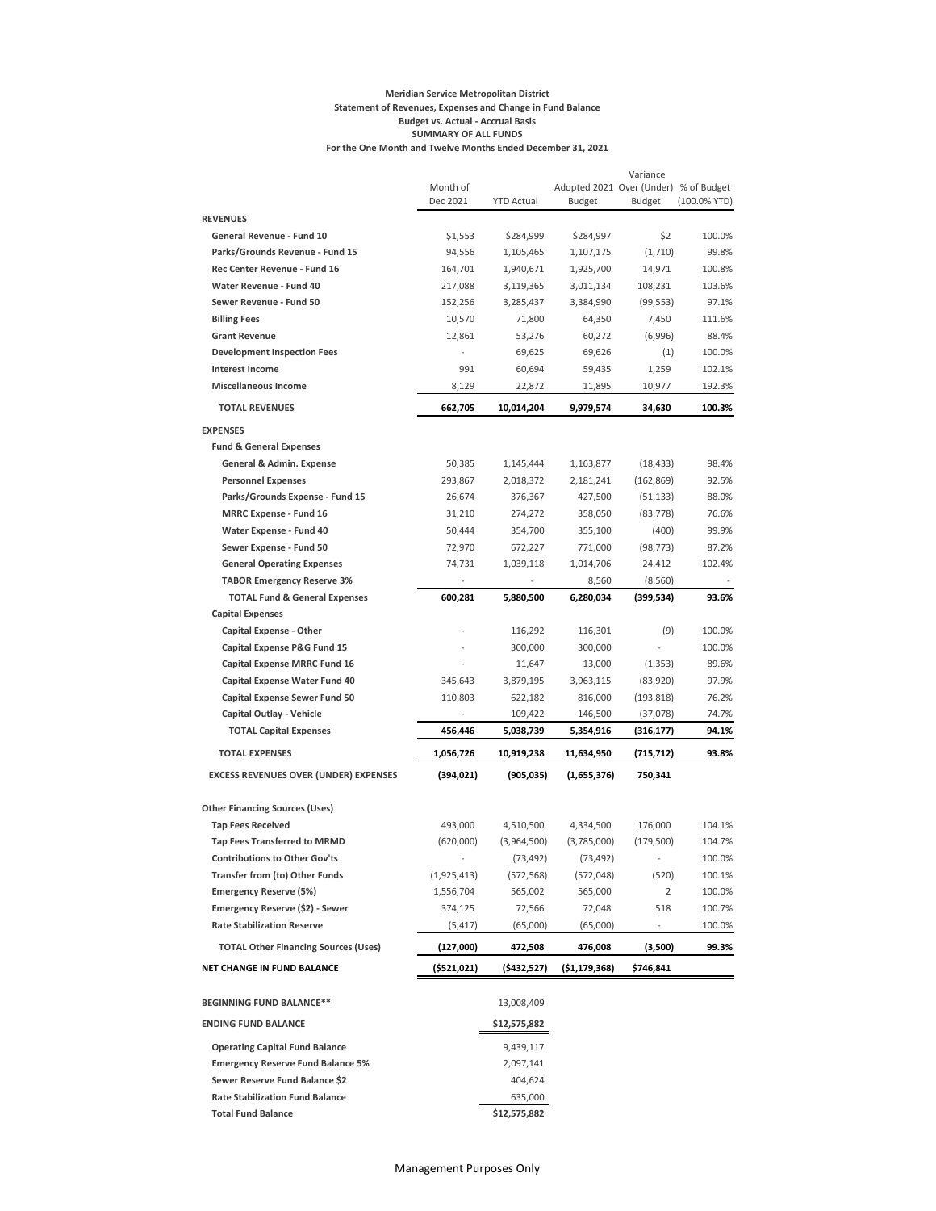**Meridian Service Metropolitan District**
**Statement of Revenues, Expenses and Change in Fund Balance**
**Budget vs. Actual - Accrual Basis**
**SUMMARY OF ALL FUNDS**
**For the One Month and Twelve Months Ended December 31, 2021**

| | Month of Dec 2021 | YTD Actual | Adopted 2021 Budget | Variance Over (Under) Budget | % of Budget (100.0% YTD) |
|---|---|---|---|---|---|
| **REVENUES** | | | | | |
| **General Revenue - Fund 10** | $1,553 | $284,999 | $284,997 | $2 | 100.0% |
| **Parks/Grounds Revenue - Fund 15** | 94,556 | 1,105,465 | 1,107,175 | (1,710) | 99.8% |
| **Rec Center Revenue - Fund 16** | 164,701 | 1,940,671 | 1,925,700 | 14,971 | 100.8% |
| **Water Revenue - Fund 40** | 217,088 | 3,119,365 | 3,011,134 | 108,231 | 103.6% |
| **Sewer Revenue - Fund 50** | 152,256 | 3,285,437 | 3,384,990 | (99,553) | 97.1% |
| **Billing Fees** | 10,570 | 71,800 | 64,350 | 7,450 | 111.6% |
| **Grant Revenue** | 12,861 | 53,276 | 60,272 | (6,996) | 88.4% |
| **Development Inspection Fees** | - | 69,625 | 69,626 | (1) | 100.0% |
| **Interest Income** | 991 | 60,694 | 59,435 | 1,259 | 102.1% |
| **Miscellaneous Income** | 8,129 | 22,872 | 11,895 | 10,977 | 192.3% |
| **TOTAL REVENUES** | **662,705** | **10,014,204** | **9,979,574** | **34,630** | **100.3%** |
| **EXPENSES** | | | | | |
| **Fund & General Expenses** | | | | | |
| **General & Admin. Expense** | 50,385 | 1,145,444 | 1,163,877 | (18,433) | 98.4% |
| **Personnel Expenses** | 293,867 | 2,018,372 | 2,181,241 | (162,869) | 92.5% |
| **Parks/Grounds Expense - Fund 15** | 26,674 | 376,367 | 427,500 | (51,133) | 88.0% |
| **MRRC Expense - Fund 16** | 31,210 | 274,272 | 358,050 | (83,778) | 76.6% |
| **Water Expense - Fund 40** | 50,444 | 354,700 | 355,100 | (400) | 99.9% |
| **Sewer Expense - Fund 50** | 72,970 | 672,227 | 771,000 | (98,773) | 87.2% |
| **General Operating Expenses** | 74,731 | 1,039,118 | 1,014,706 | 24,412 | 102.4% |
| **TABOR Emergency Reserve 3%** | - | - | 8,560 | (8,560) | - |
| **TOTAL Fund & General Expenses** | **600,281** | **5,880,500** | **6,280,034** | **(399,534)** | **93.6%** |
| **Capital Expenses** | | | | | |
| **Capital Expense - Other** | - | 116,292 | 116,301 | (9) | 100.0% |
| **Capital Expense P&G Fund 15** | - | 300,000 | 300,000 | - | 100.0% |
| **Capital Expense MRRC Fund 16** | - | 11,647 | 13,000 | (1,353) | 89.6% |
| **Capital Expense Water Fund 40** | 345,643 | 3,879,195 | 3,963,115 | (83,920) | 97.9% |
| **Capital Expense Sewer Fund 50** | 110,803 | 622,182 | 816,000 | (193,818) | 76.2% |
| **Capital Outlay - Vehicle** | - | 109,422 | 146,500 | (37,078) | 74.7% |
| **TOTAL Capital Expenses** | **456,446** | **5,038,739** | **5,354,916** | **(316,177)** | **94.1%** |
| **TOTAL EXPENSES** | **1,056,726** | **10,919,238** | **11,634,950** | **(715,712)** | **93.8%** |
| **EXCESS REVENUES OVER (UNDER) EXPENSES** | **(394,021)** | **(905,035)** | **(1,655,376)** | **750,341** | |
| **Other Financing Sources (Uses)** | | | | | |
| **Tap Fees Received** | 493,000 | 4,510,500 | 4,334,500 | 176,000 | 104.1% |
| **Tap Fees Transferred to MRMD** | (620,000) | (3,964,500) | (3,785,000) | (179,500) | 104.7% |
| **Contributions to Other Gov'ts** | - | (73,492) | (73,492) | - | 100.0% |
| **Transfer from (to) Other Funds** | (1,925,413) | (572,568) | (572,048) | (520) | 100.1% |
| **Emergency Reserve (5%)** | 1,556,704 | 565,002 | 565,000 | 2 | 100.0% |
| **Emergency Reserve ($2) - Sewer** | 374,125 | 72,566 | 72,048 | 518 | 100.7% |
| **Rate Stabilization Reserve** | (5,417) | (65,000) | (65,000) | - | 100.0% |
| **TOTAL Other Financing Sources (Uses)** | **(127,000)** | **472,508** | **476,008** | **(3,500)** | **99.3%** |
| **NET CHANGE IN FUND BALANCE** | **($521,021)** | **($432,527)** | **($1,179,368)** | **$746,841** | |
| **BEGINNING FUND BALANCE**** | | 13,008,409 | | | |
| **ENDING FUND BALANCE** | | **$12,575,882** | | | |
| **Operating Capital Fund Balance** | | 9,439,117 | | | |
| **Emergency Reserve Fund Balance 5%** | | 2,097,141 | | | |
| **Sewer Reserve Fund Balance $2** | | 404,624 | | | |
| **Rate Stabilization Fund Balance** | | 635,000 | | | |
| **Total Fund Balance** | | **$12,575,882** | | | |

Management Purposes Only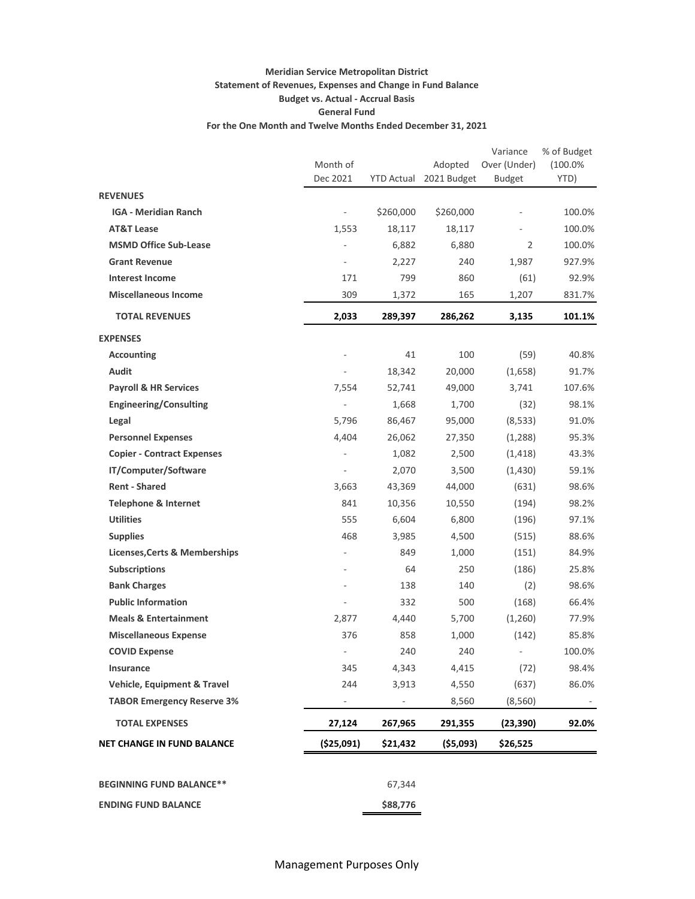**Meridian Service Metropolitan District**
**Statement of Revenues, Expenses and Change in Fund Balance**
**Budget vs. Actual - Accrual Basis**
**General Fund**
**For the One Month and Twelve Months Ended December 31, 2021**

| | Month of Dec 2021 | YTD Actual | Adopted 2021 Budget | Variance Over (Under) Budget | % of Budget (100.0% YTD) |
|---|---|---|---|---|---|
| **REVENUES** | | | | | |
| **IGA - Meridian Ranch** | - | $260,000 | $260,000 | - | 100.0% |
| **AT&T Lease** | 1,553 | 18,117 | 18,117 | - | 100.0% |
| **MSMD Office Sub-Lease** | - | 6,882 | 6,880 | 2 | 100.0% |
| **Grant Revenue** | - | 2,227 | 240 | 1,987 | 927.9% |
| **Interest Income** | 171 | 799 | 860 | (61) | 92.9% |
| **Miscellaneous Income** | 309 | 1,372 | 165 | 1,207 | 831.7% |
| **TOTAL REVENUES** | **2,033** | **289,397** | **286,262** | **3,135** | **101.1%** |
| **EXPENSES** | | | | | |
| **Accounting** | - | 41 | 100 | (59) | 40.8% |
| **Audit** | - | 18,342 | 20,000 | (1,658) | 91.7% |
| **Payroll & HR Services** | 7,554 | 52,741 | 49,000 | 3,741 | 107.6% |
| **Engineering/Consulting** | - | 1,668 | 1,700 | (32) | 98.1% |
| **Legal** | 5,796 | 86,467 | 95,000 | (8,533) | 91.0% |
| **Personnel Expenses** | 4,404 | 26,062 | 27,350 | (1,288) | 95.3% |
| **Copier - Contract Expenses** | - | 1,082 | 2,500 | (1,418) | 43.3% |
| **IT/Computer/Software** | - | 2,070 | 3,500 | (1,430) | 59.1% |
| **Rent - Shared** | 3,663 | 43,369 | 44,000 | (631) | 98.6% |
| **Telephone & Internet** | 841 | 10,356 | 10,550 | (194) | 98.2% |
| **Utilities** | 555 | 6,604 | 6,800 | (196) | 97.1% |
| **Supplies** | 468 | 3,985 | 4,500 | (515) | 88.6% |
| **Licenses,Certs & Memberships** | - | 849 | 1,000 | (151) | 84.9% |
| **Subscriptions** | - | 64 | 250 | (186) | 25.8% |
| **Bank Charges** | - | 138 | 140 | (2) | 98.6% |
| **Public Information** | - | 332 | 500 | (168) | 66.4% |
| **Meals & Entertainment** | 2,877 | 4,440 | 5,700 | (1,260) | 77.9% |
| **Miscellaneous Expense** | 376 | 858 | 1,000 | (142) | 85.8% |
| **COVID Expense** | - | 240 | 240 | - | 100.0% |
| **Insurance** | 345 | 4,343 | 4,415 | (72) | 98.4% |
| **Vehicle, Equipment & Travel** | 244 | 3,913 | 4,550 | (637) | 86.0% |
| **TABOR Emergency Reserve 3%** | - | - | 8,560 | (8,560) | - |
| **TOTAL EXPENSES** | **27,124** | **267,965** | **291,355** | **(23,390)** | **92.0%** |
| **NET CHANGE IN FUND BALANCE** | **($25,091)** | **$21,432** | **($5,093)** | **$26,525** | |
| | | | | | |
| **BEGINNING FUND BALANCE\*\*** | | 67,344 | | | |
| **ENDING FUND BALANCE** | | **$88,776** | | | |

Management Purposes Only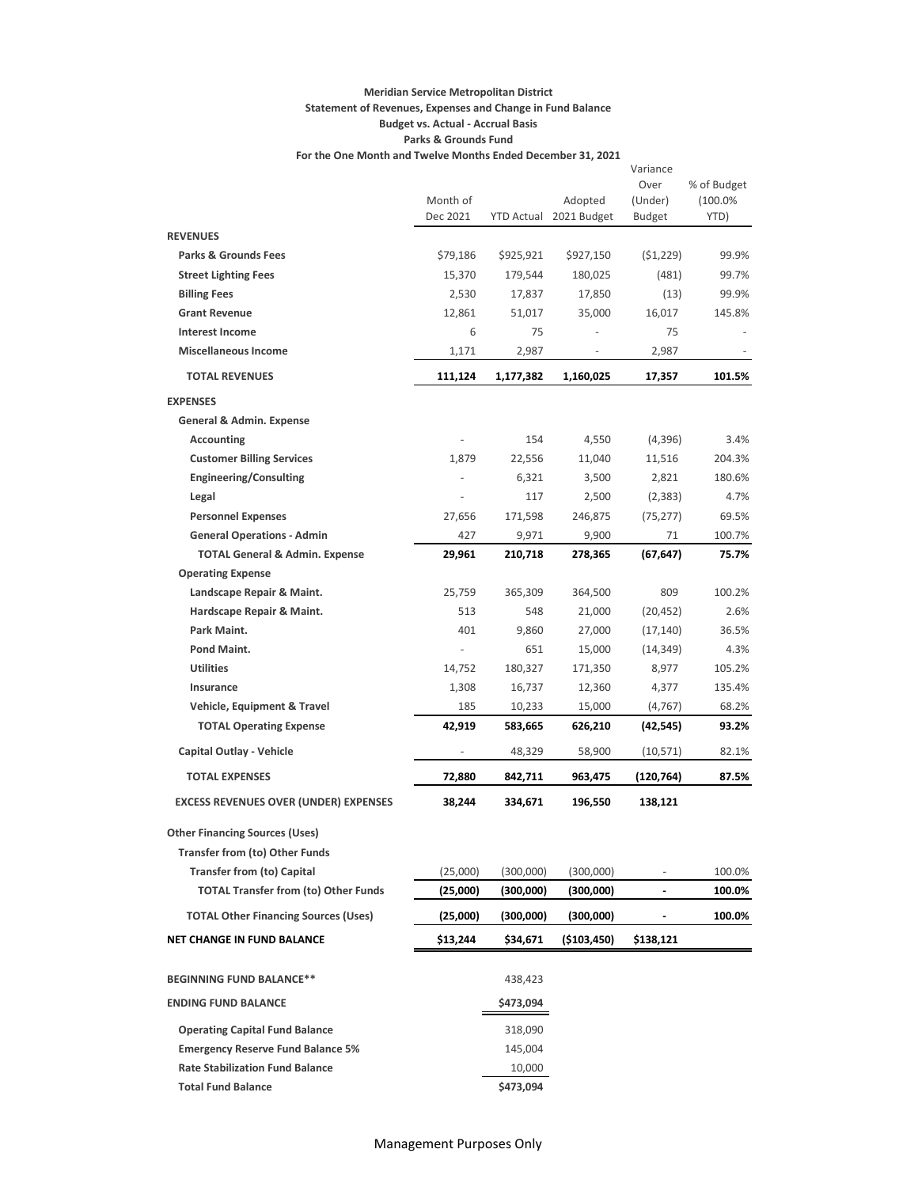**Meridian Service Metropolitan District**
**Statement of Revenues, Expenses and Change in Fund Balance**
**Budget vs. Actual - Accrual Basis**
**Parks & Grounds Fund**
**For the One Month and Twelve Months Ended December 31, 2021**

| | Month of Dec 2021 | YTD Actual | Adopted 2021 Budget | Variance Over (Under) Budget | % of Budget (100.0% YTD) |
|---|---|---|---|---|---|
| **REVENUES** | | | | | |
| **Parks & Grounds Fees** | $79,186 | $925,921 | $927,150 | ($1,229) | 99.9% |
| **Street Lighting Fees** | 15,370 | 179,544 | 180,025 | (481) | 99.7% |
| **Billing Fees** | 2,530 | 17,837 | 17,850 | (13) | 99.9% |
| **Grant Revenue** | 12,861 | 51,017 | 35,000 | 16,017 | 145.8% |
| **Interest Income** | 6 | 75 | - | 75 | - |
| **Miscellaneous Income** | 1,171 | 2,987 | - | 2,987 | - |
| **TOTAL REVENUES** | **111,124** | **1,177,382** | **1,160,025** | **17,357** | **101.5%** |
| **EXPENSES** | | | | | |
| **General & Admin. Expense** | | | | | |
| **Accounting** | - | 154 | 4,550 | (4,396) | 3.4% |
| **Customer Billing Services** | 1,879 | 22,556 | 11,040 | 11,516 | 204.3% |
| **Engineering/Consulting** | - | 6,321 | 3,500 | 2,821 | 180.6% |
| **Legal** | - | 117 | 2,500 | (2,383) | 4.7% |
| **Personnel Expenses** | 27,656 | 171,598 | 246,875 | (75,277) | 69.5% |
| **General Operations - Admin** | 427 | 9,971 | 9,900 | 71 | 100.7% |
| **TOTAL General & Admin. Expense** | **29,961** | **210,718** | **278,365** | **(67,647)** | **75.7%** |
| **Operating Expense** | | | | | |
| **Landscape Repair & Maint.** | 25,759 | 365,309 | 364,500 | 809 | 100.2% |
| **Hardscape Repair & Maint.** | 513 | 548 | 21,000 | (20,452) | 2.6% |
| **Park Maint.** | 401 | 9,860 | 27,000 | (17,140) | 36.5% |
| **Pond Maint.** | - | 651 | 15,000 | (14,349) | 4.3% |
| **Utilities** | 14,752 | 180,327 | 171,350 | 8,977 | 105.2% |
| **Insurance** | 1,308 | 16,737 | 12,360 | 4,377 | 135.4% |
| **Vehicle, Equipment & Travel** | 185 | 10,233 | 15,000 | (4,767) | 68.2% |
| **TOTAL Operating Expense** | **42,919** | **583,665** | **626,210** | **(42,545)** | **93.2%** |
| **Capital Outlay - Vehicle** | - | 48,329 | 58,900 | (10,571) | 82.1% |
| **TOTAL EXPENSES** | **72,880** | **842,711** | **963,475** | **(120,764)** | **87.5%** |
| **EXCESS REVENUES OVER (UNDER) EXPENSES** | **38,244** | **334,671** | **196,550** | **138,121** | |
| **Other Financing Sources (Uses)** | | | | | |
| **Transfer from (to) Other Funds** | | | | | |
| **Transfer from (to) Capital** | (25,000) | (300,000) | (300,000) | - | 100.0% |
| **TOTAL Transfer from (to) Other Funds** | **(25,000)** | **(300,000)** | **(300,000)** | **-** | **100.0%** |
| **TOTAL Other Financing Sources (Uses)** | **(25,000)** | **(300,000)** | **(300,000)** | **-** | **100.0%** |
| **NET CHANGE IN FUND BALANCE** | **$13,244** | **$34,671** | **($103,450)** | **$138,121** | |
| **BEGINNING FUND BALANCE**** | | 438,423 | | | |
| **ENDING FUND BALANCE** | | **$473,094** | | | |
| **Operating Capital Fund Balance** | | 318,090 | | | |
| **Emergency Reserve Fund Balance 5%** | | 145,004 | | | |
| **Rate Stabilization Fund Balance** | | 10,000 | | | |
| **Total Fund Balance** | | **$473,094** | | | |

Management Purposes Only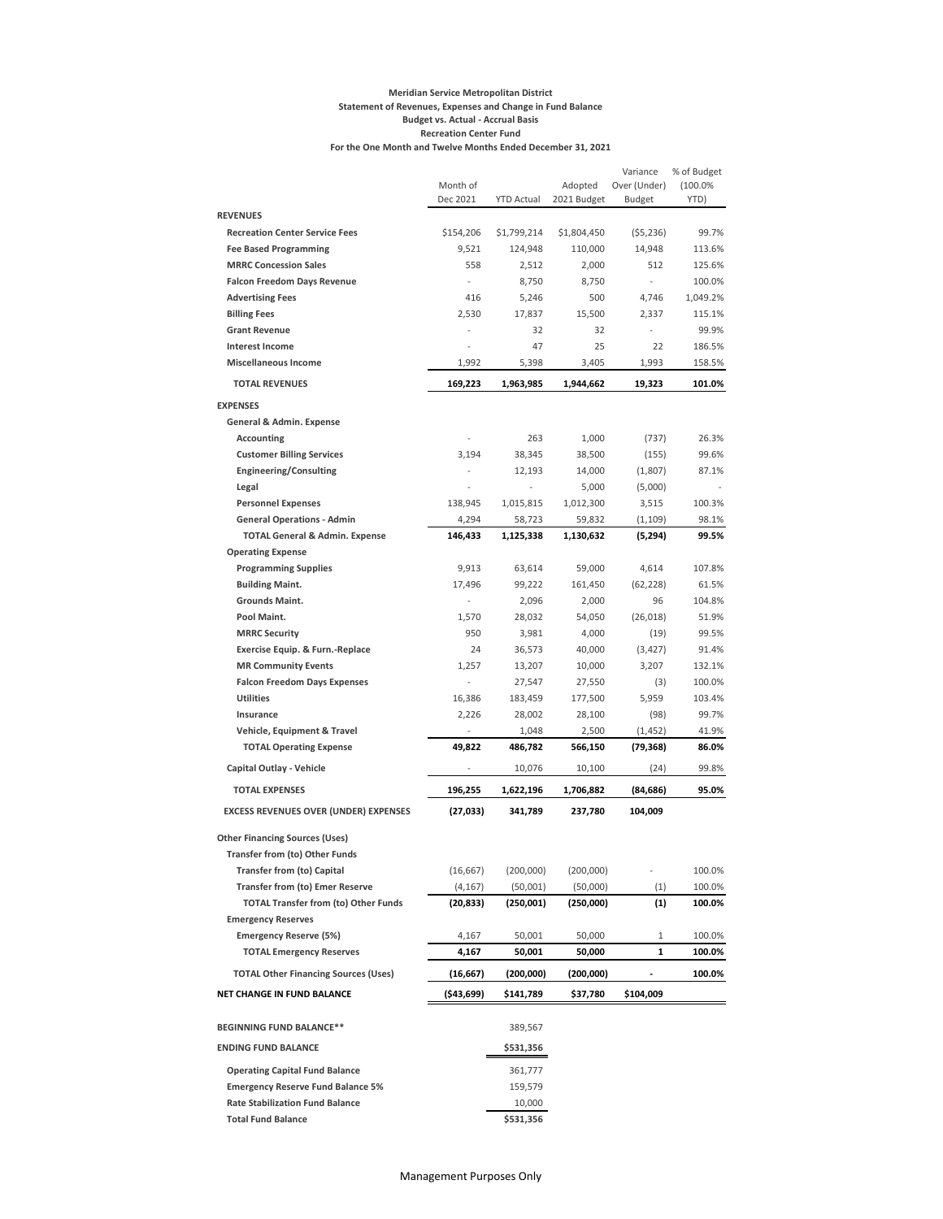**Meridian Service Metropolitan District**
**Statement of Revenues, Expenses and Change in Fund Balance**
**Budget vs. Actual - Accrual Basis**
**Recreation Center Fund**
**For the One Month and Twelve Months Ended December 31, 2021**

| | Month of Dec 2021 | YTD Actual | Adopted 2021 Budget | Variance Over (Under) Budget | % of Budget (100.0% YTD) |
|---|---|---|---|---|---|
| **REVENUES** | | | | | |
| **Recreation Center Service Fees** | $154,206 | $1,799,214 | $1,804,450 | ($5,236) | 99.7% |
| **Fee Based Programming** | 9,521 | 124,948 | 110,000 | 14,948 | 113.6% |
| **MRRC Concession Sales** | 558 | 2,512 | 2,000 | 512 | 125.6% |
| **Falcon Freedom Days Revenue** | - | 8,750 | 8,750 | - | 100.0% |
| **Advertising Fees** | 416 | 5,246 | 500 | 4,746 | 1,049.2% |
| **Billing Fees** | 2,530 | 17,837 | 15,500 | 2,337 | 115.1% |
| **Grant Revenue** | - | 32 | 32 | - | 99.9% |
| **Interest Income** | - | 47 | 25 | 22 | 186.5% |
| **Miscellaneous Income** | 1,992 | 5,398 | 3,405 | 1,993 | 158.5% |
| **TOTAL REVENUES** | **169,223** | **1,963,985** | **1,944,662** | **19,323** | **101.0%** |
| **EXPENSES** | | | | | |
| **General & Admin. Expense** | | | | | |
| **Accounting** | - | 263 | 1,000 | (737) | 26.3% |
| **Customer Billing Services** | 3,194 | 38,345 | 38,500 | (155) | 99.6% |
| **Engineering/Consulting** | - | 12,193 | 14,000 | (1,807) | 87.1% |
| **Legal** | - | - | 5,000 | (5,000) | - |
| **Personnel Expenses** | 138,945 | 1,015,815 | 1,012,300 | 3,515 | 100.3% |
| **General Operations - Admin** | 4,294 | 58,723 | 59,832 | (1,109) | 98.1% |
| **TOTAL General & Admin. Expense** | **146,433** | **1,125,338** | **1,130,632** | **(5,294)** | **99.5%** |
| **Operating Expense** | | | | | |
| **Programming Supplies** | 9,913 | 63,614 | 59,000 | 4,614 | 107.8% |
| **Building Maint.** | 17,496 | 99,222 | 161,450 | (62,228) | 61.5% |
| **Grounds Maint.** | - | 2,096 | 2,000 | 96 | 104.8% |
| **Pool Maint.** | 1,570 | 28,032 | 54,050 | (26,018) | 51.9% |
| **MRRC Security** | 950 | 3,981 | 4,000 | (19) | 99.5% |
| **Exercise Equip. & Furn.-Replace** | 24 | 36,573 | 40,000 | (3,427) | 91.4% |
| **MR Community Events** | 1,257 | 13,207 | 10,000 | 3,207 | 132.1% |
| **Falcon Freedom Days Expenses** | - | 27,547 | 27,550 | (3) | 100.0% |
| **Utilities** | 16,386 | 183,459 | 177,500 | 5,959 | 103.4% |
| **Insurance** | 2,226 | 28,002 | 28,100 | (98) | 99.7% |
| **Vehicle, Equipment & Travel** | - | 1,048 | 2,500 | (1,452) | 41.9% |
| **TOTAL Operating Expense** | **49,822** | **486,782** | **566,150** | **(79,368)** | **86.0%** |
| **Capital Outlay - Vehicle** | - | 10,076 | 10,100 | (24) | 99.8% |
| **TOTAL EXPENSES** | **196,255** | **1,622,196** | **1,706,882** | **(84,686)** | **95.0%** |
| **EXCESS REVENUES OVER (UNDER) EXPENSES** | **(27,033)** | **341,789** | **237,780** | **104,009** | |
| **Other Financing Sources (Uses)** | | | | | |
| **Transfer from (to) Other Funds** | | | | | |
| **Transfer from (to) Capital** | (16,667) | (200,000) | (200,000) | - | 100.0% |
| **Transfer from (to) Emer Reserve** | (4,167) | (50,001) | (50,000) | (1) | 100.0% |
| **TOTAL Transfer from (to) Other Funds** | **(20,833)** | **(250,001)** | **(250,000)** | **(1)** | **100.0%** |
| **Emergency Reserves** | | | | | |
| **Emergency Reserve (5%)** | 4,167 | 50,001 | 50,000 | 1 | 100.0% |
| **TOTAL Emergency Reserves** | **4,167** | **50,001** | **50,000** | **1** | **100.0%** |
| **TOTAL Other Financing Sources (Uses)** | **(16,667)** | **(200,000)** | **(200,000)** | **-** | **100.0%** |
| **NET CHANGE IN FUND BALANCE** | **($43,699)** | **$141,789** | **$37,780** | **$104,009** | |
| | | | | | |
| **BEGINNING FUND BALANCE**** | | 389,567 | | | |
| **ENDING FUND BALANCE** | | $531,356 | | | |
| **Operating Capital Fund Balance** | | 361,777 | | | |
| **Emergency Reserve Fund Balance 5%** | | 159,579 | | | |
| **Rate Stabilization Fund Balance** | | 10,000 | | | |
| **Total Fund Balance** | | $531,356 | | | |

Management Purposes Only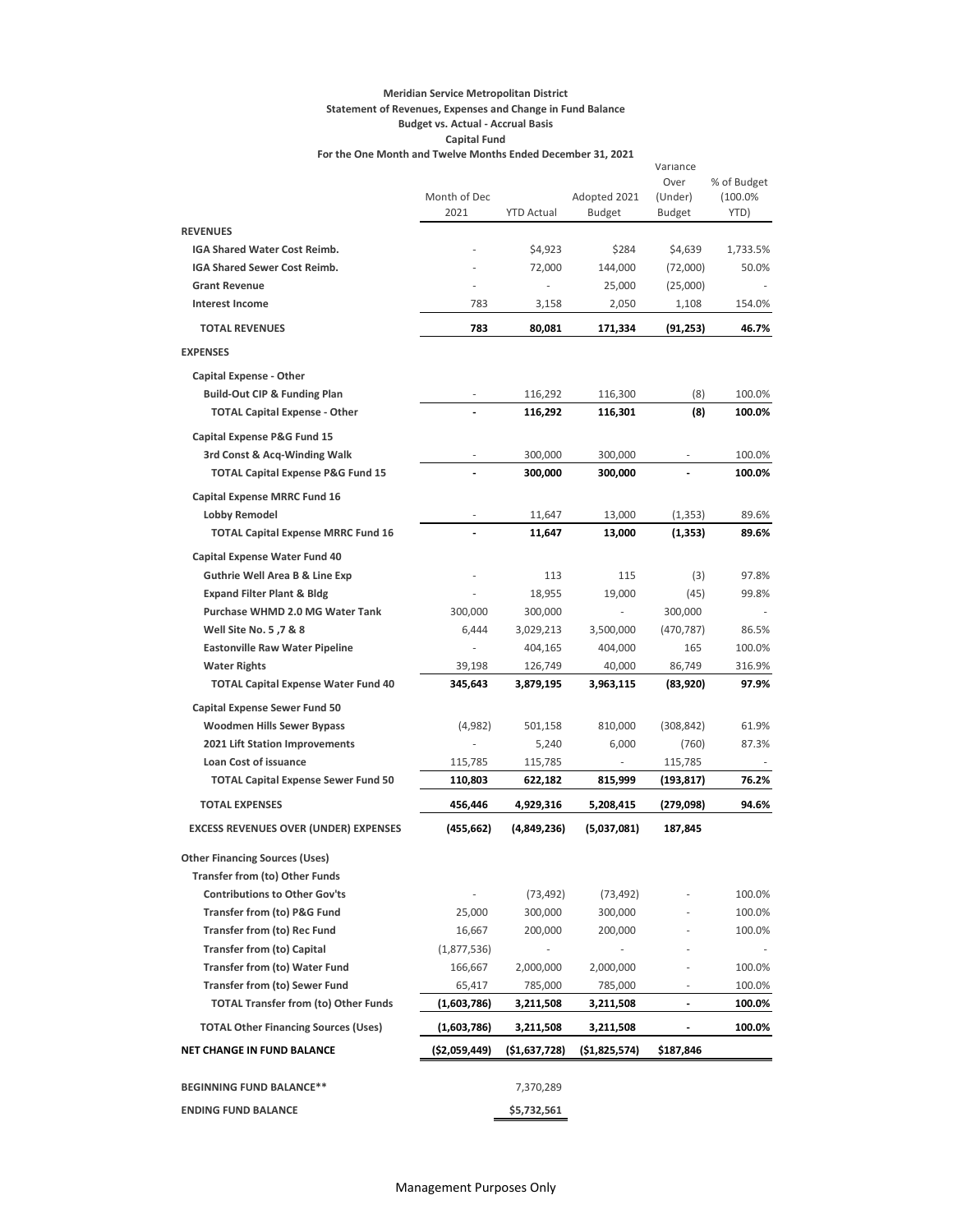**Meridian Service Metropolitan District**
**Statement of Revenues, Expenses and Change in Fund Balance**
**Budget vs. Actual - Accrual Basis**
**Capital Fund**
**For the One Month and Twelve Months Ended December 31, 2021**

| | Month of Dec 2021 | YTD Actual | Adopted 2021 Budget | Variance Over (Under) Budget | % of Budget (100.0% YTD) |
|---|---|---|---|---|---|
| **REVENUES** | | | | | |
| **IGA Shared Water Cost Reimb.** | - | $4,923 | $284 | $4,639 | 1,733.5% |
| **IGA Shared Sewer Cost Reimb.** | - | 72,000 | 144,000 | (72,000) | 50.0% |
| **Grant Revenue** | - | - | 25,000 | (25,000) | - |
| **Interest Income** | 783 | 3,158 | 2,050 | 1,108 | 154.0% |
| **TOTAL REVENUES** | **783** | **80,081** | **171,334** | **(91,253)** | **46.7%** |
| **EXPENSES** | | | | | |
| **Capital Expense - Other** | | | | | |
| **Build-Out CIP & Funding Plan** | - | 116,292 | 116,300 | (8) | 100.0% |
| **TOTAL Capital Expense - Other** | **-** | **116,292** | **116,301** | **(8)** | **100.0%** |
| **Capital Expense P&G Fund 15** | | | | | |
| **3rd Const & Acq-Winding Walk** | - | 300,000 | 300,000 | - | 100.0% |
| **TOTAL Capital Expense P&G Fund 15** | **-** | **300,000** | **300,000** | **-** | **100.0%** |
| **Capital Expense MRRC Fund 16** | | | | | |
| **Lobby Remodel** | - | 11,647 | 13,000 | (1,353) | 89.6% |
| **TOTAL Capital Expense MRRC Fund 16** | **-** | **11,647** | **13,000** | **(1,353)** | **89.6%** |
| **Capital Expense Water Fund 40** | | | | | |
| **Guthrie Well Area B & Line Exp** | - | 113 | 115 | (3) | 97.8% |
| **Expand Filter Plant & Bldg** | - | 18,955 | 19,000 | (45) | 99.8% |
| **Purchase WHMD 2.0 MG Water Tank** | 300,000 | 300,000 | - | 300,000 | - |
| **Well Site No. 5 ,7 & 8** | 6,444 | 3,029,213 | 3,500,000 | (470,787) | 86.5% |
| **Eastonville Raw Water Pipeline** | - | 404,165 | 404,000 | 165 | 100.0% |
| **Water Rights** | 39,198 | 126,749 | 40,000 | 86,749 | 316.9% |
| **TOTAL Capital Expense Water Fund 40** | **345,643** | **3,879,195** | **3,963,115** | **(83,920)** | **97.9%** |
| **Capital Expense Sewer Fund 50** | | | | | |
| **Woodmen Hills Sewer Bypass** | (4,982) | 501,158 | 810,000 | (308,842) | 61.9% |
| **2021 Lift Station Improvements** | - | 5,240 | 6,000 | (760) | 87.3% |
| **Loan Cost of issuance** | 115,785 | 115,785 | - | 115,785 | - |
| **TOTAL Capital Expense Sewer Fund 50** | **110,803** | **622,182** | **815,999** | **(193,817)** | **76.2%** |
| **TOTAL EXPENSES** | **456,446** | **4,929,316** | **5,208,415** | **(279,098)** | **94.6%** |
| **EXCESS REVENUES OVER (UNDER) EXPENSES** | **(455,662)** | **(4,849,236)** | **(5,037,081)** | **187,845** | |
| **Other Financing Sources (Uses)** | | | | | |
| **Transfer from (to) Other Funds** | | | | | |
| **Contributions to Other Gov'ts** | - | (73,492) | (73,492) | - | 100.0% |
| **Transfer from (to) P&G Fund** | 25,000 | 300,000 | 300,000 | - | 100.0% |
| **Transfer from (to) Rec Fund** | 16,667 | 200,000 | 200,000 | - | 100.0% |
| **Transfer from (to) Capital** | (1,877,536) | - | - | - | - |
| **Transfer from (to) Water Fund** | 166,667 | 2,000,000 | 2,000,000 | - | 100.0% |
| **Transfer from (to) Sewer Fund** | 65,417 | 785,000 | 785,000 | - | 100.0% |
| **TOTAL Transfer from (to) Other Funds** | **(1,603,786)** | **3,211,508** | **3,211,508** | **-** | **100.0%** |
| **TOTAL Other Financing Sources (Uses)** | **(1,603,786)** | **3,211,508** | **3,211,508** | **-** | **100.0%** |
| **NET CHANGE IN FUND BALANCE** | **($2,059,449)** | **($1,637,728)** | **($1,825,574)** | **$187,846** | |
| **BEGINNING FUND BALANCE\*\*** | | 7,370,289 | | | |
| **ENDING FUND BALANCE** | | **$5,732,561** | | | |

Management Purposes Only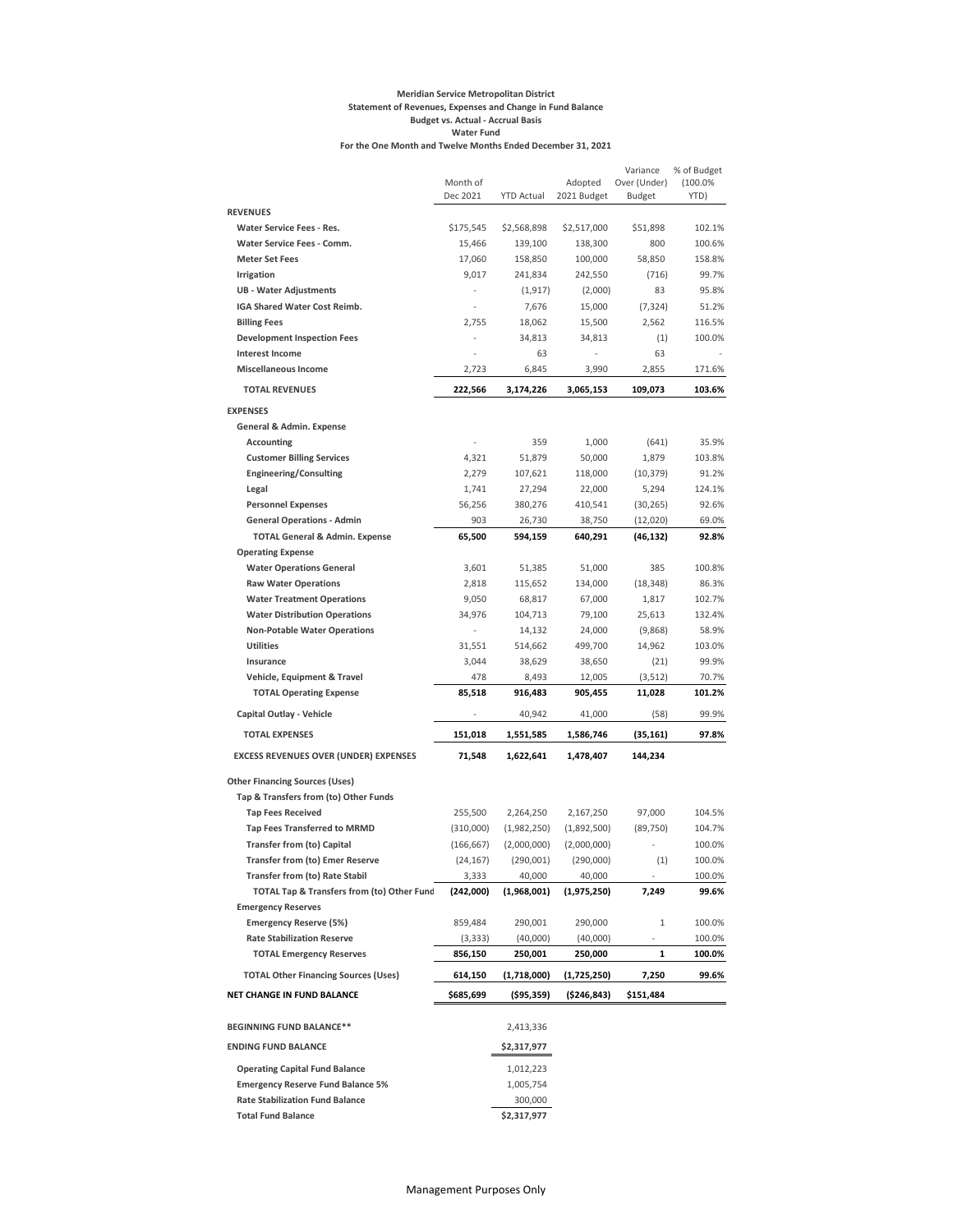**Meridian Service Metropolitan District**
**Statement of Revenues, Expenses and Change in Fund Balance**
**Budget vs. Actual - Accrual Basis**
**Water Fund**
**For the One Month and Twelve Months Ended December 31, 2021**

| | Month of Dec 2021 | YTD Actual | Adopted 2021 Budget | Variance Over (Under) Budget | % of Budget (100.0% YTD) |
|---|---|---|---|---|---|
| **REVENUES** | | | | | |
| **Water Service Fees - Res.** | $175,545 | $2,568,898 | $2,517,000 | $51,898 | 102.1% |
| **Water Service Fees - Comm.** | 15,466 | 139,100 | 138,300 | 800 | 100.6% |
| **Meter Set Fees** | 17,060 | 158,850 | 100,000 | 58,850 | 158.8% |
| **Irrigation** | 9,017 | 241,834 | 242,550 | (716) | 99.7% |
| **UB - Water Adjustments** | - | (1,917) | (2,000) | 83 | 95.8% |
| **IGA Shared Water Cost Reimb.** | - | 7,676 | 15,000 | (7,324) | 51.2% |
| **Billing Fees** | 2,755 | 18,062 | 15,500 | 2,562 | 116.5% |
| **Development Inspection Fees** | - | 34,813 | 34,813 | (1) | 100.0% |
| **Interest Income** | - | 63 | - | 63 | - |
| **Miscellaneous Income** | 2,723 | 6,845 | 3,990 | 2,855 | 171.6% |
| **TOTAL REVENUES** | **222,566** | **3,174,226** | **3,065,153** | **109,073** | **103.6%** |
| **EXPENSES** | | | | | |
| **General & Admin. Expense** | | | | | |
| **Accounting** | - | 359 | 1,000 | (641) | 35.9% |
| **Customer Billing Services** | 4,321 | 51,879 | 50,000 | 1,879 | 103.8% |
| **Engineering/Consulting** | 2,279 | 107,621 | 118,000 | (10,379) | 91.2% |
| **Legal** | 1,741 | 27,294 | 22,000 | 5,294 | 124.1% |
| **Personnel Expenses** | 56,256 | 380,276 | 410,541 | (30,265) | 92.6% |
| **General Operations - Admin** | 903 | 26,730 | 38,750 | (12,020) | 69.0% |
| **TOTAL General & Admin. Expense** | **65,500** | **594,159** | **640,291** | **(46,132)** | **92.8%** |
| **Operating Expense** | | | | | |
| **Water Operations General** | 3,601 | 51,385 | 51,000 | 385 | 100.8% |
| **Raw Water Operations** | 2,818 | 115,652 | 134,000 | (18,348) | 86.3% |
| **Water Treatment Operations** | 9,050 | 68,817 | 67,000 | 1,817 | 102.7% |
| **Water Distribution Operations** | 34,976 | 104,713 | 79,100 | 25,613 | 132.4% |
| **Non-Potable Water Operations** | - | 14,132 | 24,000 | (9,868) | 58.9% |
| **Utilities** | 31,551 | 514,662 | 499,700 | 14,962 | 103.0% |
| **Insurance** | 3,044 | 38,629 | 38,650 | (21) | 99.9% |
| **Vehicle, Equipment & Travel** | 478 | 8,493 | 12,005 | (3,512) | 70.7% |
| **TOTAL Operating Expense** | **85,518** | **916,483** | **905,455** | **11,028** | **101.2%** |
| **Capital Outlay - Vehicle** | - | 40,942 | 41,000 | (58) | 99.9% |
| **TOTAL EXPENSES** | **151,018** | **1,551,585** | **1,586,746** | **(35,161)** | **97.8%** |
| **EXCESS REVENUES OVER (UNDER) EXPENSES** | **71,548** | **1,622,641** | **1,478,407** | **144,234** | |
| **Other Financing Sources (Uses)** | | | | | |
| **Tap & Transfers from (to) Other Funds** | | | | | |
| **Tap Fees Received** | 255,500 | 2,264,250 | 2,167,250 | 97,000 | 104.5% |
| **Tap Fees Transferred to MRMD** | (310,000) | (1,982,250) | (1,892,500) | (89,750) | 104.7% |
| **Transfer from (to) Capital** | (166,667) | (2,000,000) | (2,000,000) | - | 100.0% |
| **Transfer from (to) Emer Reserve** | (24,167) | (290,001) | (290,000) | (1) | 100.0% |
| **Transfer from (to) Rate Stabil** | 3,333 | 40,000 | 40,000 | - | 100.0% |
| **TOTAL Tap & Transfers from (to) Other Fund** | **(242,000)** | **(1,968,001)** | **(1,975,250)** | **7,249** | **99.6%** |
| **Emergency Reserves** | | | | | |
| **Emergency Reserve (5%)** | 859,484 | 290,001 | 290,000 | 1 | 100.0% |
| **Rate Stabilization Reserve** | (3,333) | (40,000) | (40,000) | - | 100.0% |
| **TOTAL Emergency Reserves** | **856,150** | **250,001** | **250,000** | **1** | **100.0%** |
| **TOTAL Other Financing Sources (Uses)** | **614,150** | **(1,718,000)** | **(1,725,250)** | **7,250** | **99.6%** |
| **NET CHANGE IN FUND BALANCE** | **$685,699** | **($95,359)** | **($246,843)** | **$151,484** | |
| | | | | | |
| **BEGINNING FUND BALANCE**** | | 2,413,336 | | | |
| **ENDING FUND BALANCE** | | **$2,317,977** | | | |
| **Operating Capital Fund Balance** | | 1,012,223 | | | |
| **Emergency Reserve Fund Balance 5%** | | 1,005,754 | | | |
| **Rate Stabilization Fund Balance** | | 300,000 | | | |
| **Total Fund Balance** | | **$2,317,977** | | | |

Management Purposes Only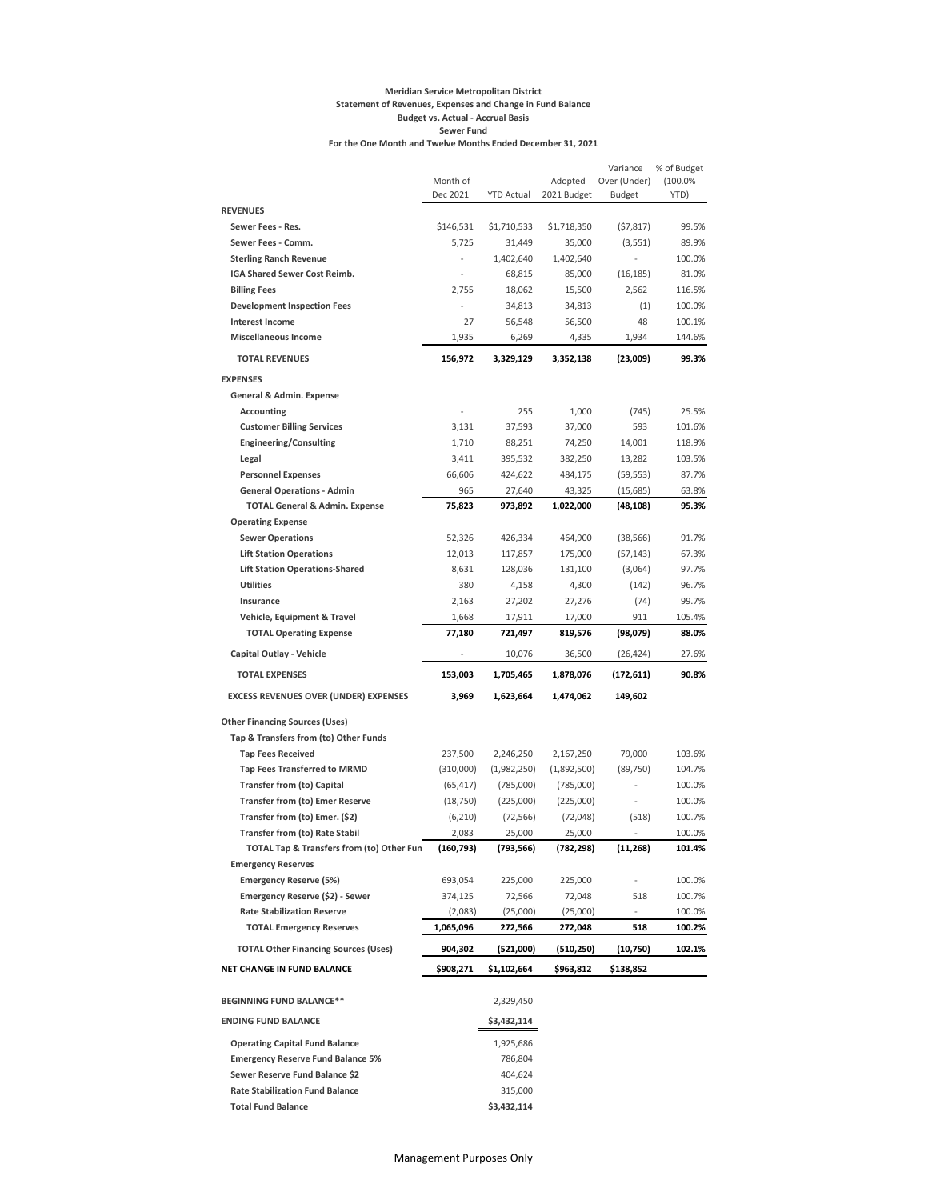**Meridian Service Metropolitan District**
**Statement of Revenues, Expenses and Change in Fund Balance**
**Budget vs. Actual - Accrual Basis**
**Sewer Fund**
**For the One Month and Twelve Months Ended December 31, 2021**

| | Month of Dec 2021 | YTD Actual | Adopted 2021 Budget | Variance Over (Under) Budget | % of Budget (100.0% YTD) |
|---|---|---|---|---|---|
| **REVENUES** | | | | | |
| **Sewer Fees - Res.** | $146,531 | $1,710,533 | $1,718,350 | ($7,817) | 99.5% |
| **Sewer Fees - Comm.** | 5,725 | 31,449 | 35,000 | (3,551) | 89.9% |
| **Sterling Ranch Revenue** | - | 1,402,640 | 1,402,640 | - | 100.0% |
| **IGA Shared Sewer Cost Reimb.** | - | 68,815 | 85,000 | (16,185) | 81.0% |
| **Billing Fees** | 2,755 | 18,062 | 15,500 | 2,562 | 116.5% |
| **Development Inspection Fees** | - | 34,813 | 34,813 | (1) | 100.0% |
| **Interest Income** | 27 | 56,548 | 56,500 | 48 | 100.1% |
| **Miscellaneous Income** | 1,935 | 6,269 | 4,335 | 1,934 | 144.6% |
| **TOTAL REVENUES** | **156,972** | **3,329,129** | **3,352,138** | **(23,009)** | **99.3%** |
| **EXPENSES** | | | | | |
| **General & Admin. Expense** | | | | | |
| **Accounting** | - | 255 | 1,000 | (745) | 25.5% |
| **Customer Billing Services** | 3,131 | 37,593 | 37,000 | 593 | 101.6% |
| **Engineering/Consulting** | 1,710 | 88,251 | 74,250 | 14,001 | 118.9% |
| **Legal** | 3,411 | 395,532 | 382,250 | 13,282 | 103.5% |
| **Personnel Expenses** | 66,606 | 424,622 | 484,175 | (59,553) | 87.7% |
| **General Operations - Admin** | 965 | 27,640 | 43,325 | (15,685) | 63.8% |
| **TOTAL General & Admin. Expense** | **75,823** | **973,892** | **1,022,000** | **(48,108)** | **95.3%** |
| **Operating Expense** | | | | | |
| **Sewer Operations** | 52,326 | 426,334 | 464,900 | (38,566) | 91.7% |
| **Lift Station Operations** | 12,013 | 117,857 | 175,000 | (57,143) | 67.3% |
| **Lift Station Operations-Shared** | 8,631 | 128,036 | 131,100 | (3,064) | 97.7% |
| **Utilities** | 380 | 4,158 | 4,300 | (142) | 96.7% |
| **Insurance** | 2,163 | 27,202 | 27,276 | (74) | 99.7% |
| **Vehicle, Equipment & Travel** | 1,668 | 17,911 | 17,000 | 911 | 105.4% |
| **TOTAL Operating Expense** | **77,180** | **721,497** | **819,576** | **(98,079)** | **88.0%** |
| **Capital Outlay - Vehicle** | - | 10,076 | 36,500 | (26,424) | 27.6% |
| **TOTAL EXPENSES** | **153,003** | **1,705,465** | **1,878,076** | **(172,611)** | **90.8%** |
| **EXCESS REVENUES OVER (UNDER) EXPENSES** | **3,969** | **1,623,664** | **1,474,062** | **149,602** | |
| **Other Financing Sources (Uses)** | | | | | |
| **Tap & Transfers from (to) Other Funds** | | | | | |
| **Tap Fees Received** | 237,500 | 2,246,250 | 2,167,250 | 79,000 | 103.6% |
| **Tap Fees Transferred to MRMD** | (310,000) | (1,982,250) | (1,892,500) | (89,750) | 104.7% |
| **Transfer from (to) Capital** | (65,417) | (785,000) | (785,000) | - | 100.0% |
| **Transfer from (to) Emer Reserve** | (18,750) | (225,000) | (225,000) | - | 100.0% |
| **Transfer from (to) Emer. ($2)** | (6,210) | (72,566) | (72,048) | (518) | 100.7% |
| **Transfer from (to) Rate Stabil** | 2,083 | 25,000 | 25,000 | - | 100.0% |
| **TOTAL Tap & Transfers from (to) Other Fun** | **(160,793)** | **(793,566)** | **(782,298)** | **(11,268)** | **101.4%** |
| **Emergency Reserves** | | | | | |
| **Emergency Reserve (5%)** | 693,054 | 225,000 | 225,000 | - | 100.0% |
| **Emergency Reserve ($2) - Sewer** | 374,125 | 72,566 | 72,048 | 518 | 100.7% |
| **Rate Stabilization Reserve** | (2,083) | (25,000) | (25,000) | - | 100.0% |
| **TOTAL Emergency Reserves** | **1,065,096** | **272,566** | **272,048** | **518** | **100.2%** |
| **TOTAL Other Financing Sources (Uses)** | **904,302** | **(521,000)** | **(510,250)** | **(10,750)** | **102.1%** |
| **NET CHANGE IN FUND BALANCE** | **$908,271** | **$1,102,664** | **$963,812** | **$138,852** | |
| | | | | | |
| **BEGINNING FUND BALANCE**** | | 2,329,450 | | | |
| **ENDING FUND BALANCE** | | **$3,432,114** | | | |
| **Operating Capital Fund Balance** | | 1,925,686 | | | |
| **Emergency Reserve Fund Balance 5%** | | 786,804 | | | |
| **Sewer Reserve Fund Balance $2** | | 404,624 | | | |
| **Rate Stabilization Fund Balance** | | 315,000 | | | |
| **Total Fund Balance** | | **$3,432,114** | | | |

Management Purposes Only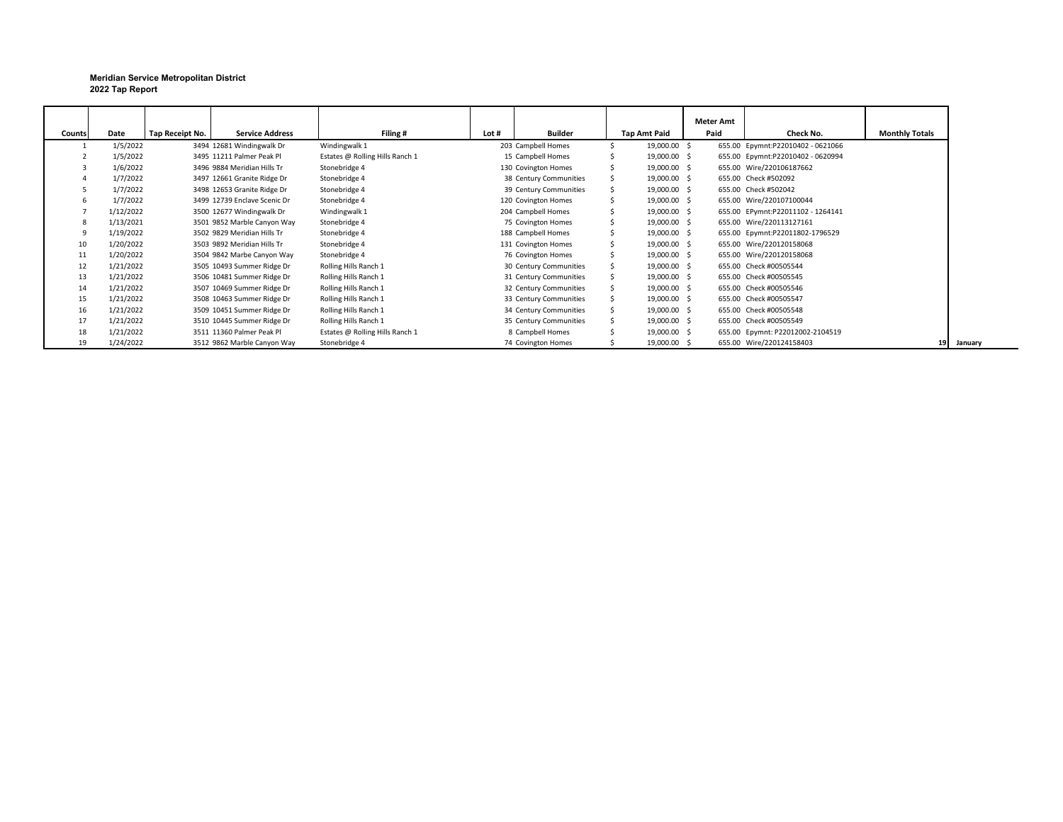**Meridian Service Metropolitan District**
**2022 Tap Report**

| Counts | Date | Tap Receipt No. | Service Address | Filing # | Lot # | Builder | Tap Amt Paid | Meter Amt Paid | Check No. | Monthly Totals | |
|---|---|---|---|---|---|---|---|---|---|---|---|
| 1 | 1/5/2022 | 3494 | 12681 Windingwalk Dr | Windingwalk 1 | 203 | Campbell Homes | $ 19,000.00 | $ 655.00 | Epymnt:P22010402 - 0621066 | | |
| 2 | 1/5/2022 | 3495 | 11211 Palmer Peak Pl | Estates @ Rolling Hills Ranch 1 | 15 | Campbell Homes | $ 19,000.00 | $ 655.00 | Epymnt:P22010402 - 0620994 | | |
| 3 | 1/6/2022 | 3496 | 9884 Meridian Hills Tr | Stonebridge 4 | 130 | Covington Homes | $ 19,000.00 | $ 655.00 | Wire/220106187662 | | |
| 4 | 1/7/2022 | 3497 | 12661 Granite Ridge Dr | Stonebridge 4 | 38 | Century Communities | $ 19,000.00 | $ 655.00 | Check #502092 | | |
| 5 | 1/7/2022 | 3498 | 12653 Granite Ridge Dr | Stonebridge 4 | 39 | Century Communities | $ 19,000.00 | $ 655.00 | Check #502042 | | |
| 6 | 1/7/2022 | 3499 | 12739 Enclave Scenic Dr | Stonebridge 4 | 120 | Covington Homes | $ 19,000.00 | $ 655.00 | Wire/220107100044 | | |
| 7 | 1/12/2022 | 3500 | 12677 Windingwalk Dr | Windingwalk 1 | 204 | Campbell Homes | $ 19,000.00 | $ 655.00 | EPymnt:P22011102 - 1264141 | | |
| 8 | 1/13/2021 | 3501 | 9852 Marble Canyon Way | Stonebridge 4 | 75 | Covington Homes | $ 19,000.00 | $ 655.00 | Wire/220113127161 | | |
| 9 | 1/19/2022 | 3502 | 9829 Meridian Hills Tr | Stonebridge 4 | 188 | Campbell Homes | $ 19,000.00 | $ 655.00 | Epymnt:P22011802-1796529 | | |
| 10 | 1/20/2022 | 3503 | 9892 Meridian Hills Tr | Stonebridge 4 | 131 | Covington Homes | $ 19,000.00 | $ 655.00 | Wire/220120158068 | | |
| 11 | 1/20/2022 | 3504 | 9842 Marbe Canyon Way | Stonebridge 4 | 76 | Covington Homes | $ 19,000.00 | $ 655.00 | Wire/220120158068 | | |
| 12 | 1/21/2022 | 3505 | 10493 Summer Ridge Dr | Rolling Hills Ranch 1 | 30 | Century Communities | $ 19,000.00 | $ 655.00 | Check #00505544 | | |
| 13 | 1/21/2022 | 3506 | 10481 Summer Ridge Dr | Rolling Hills Ranch 1 | 31 | Century Communities | $ 19,000.00 | $ 655.00 | Check #00505545 | | |
| 14 | 1/21/2022 | 3507 | 10469 Summer Ridge Dr | Rolling Hills Ranch 1 | 32 | Century Communities | $ 19,000.00 | $ 655.00 | Check #00505546 | | |
| 15 | 1/21/2022 | 3508 | 10463 Summer Ridge Dr | Rolling Hills Ranch 1 | 33 | Century Communities | $ 19,000.00 | $ 655.00 | Check #00505547 | | |
| 16 | 1/21/2022 | 3509 | 10451 Summer Ridge Dr | Rolling Hills Ranch 1 | 34 | Century Communities | $ 19,000.00 | $ 655.00 | Check #00505548 | | |
| 17 | 1/21/2022 | 3510 | 10445 Summer Ridge Dr | Rolling Hills Ranch 1 | 35 | Century Communities | $ 19,000.00 | $ 655.00 | Check #00505549 | | |
| 18 | 1/21/2022 | 3511 | 11360 Palmer Peak Pl | Estates @ Rolling Hills Ranch 1 | 8 | Campbell Homes | $ 19,000.00 | $ 655.00 | Epymnt: P22012002-2104519 | | |
| 19 | 1/24/2022 | 3512 | 9862 Marble Canyon Way | Stonebridge 4 | 74 | Covington Homes | $ 19,000.00 | $ 655.00 | Wire/220124158403 | 19 | January |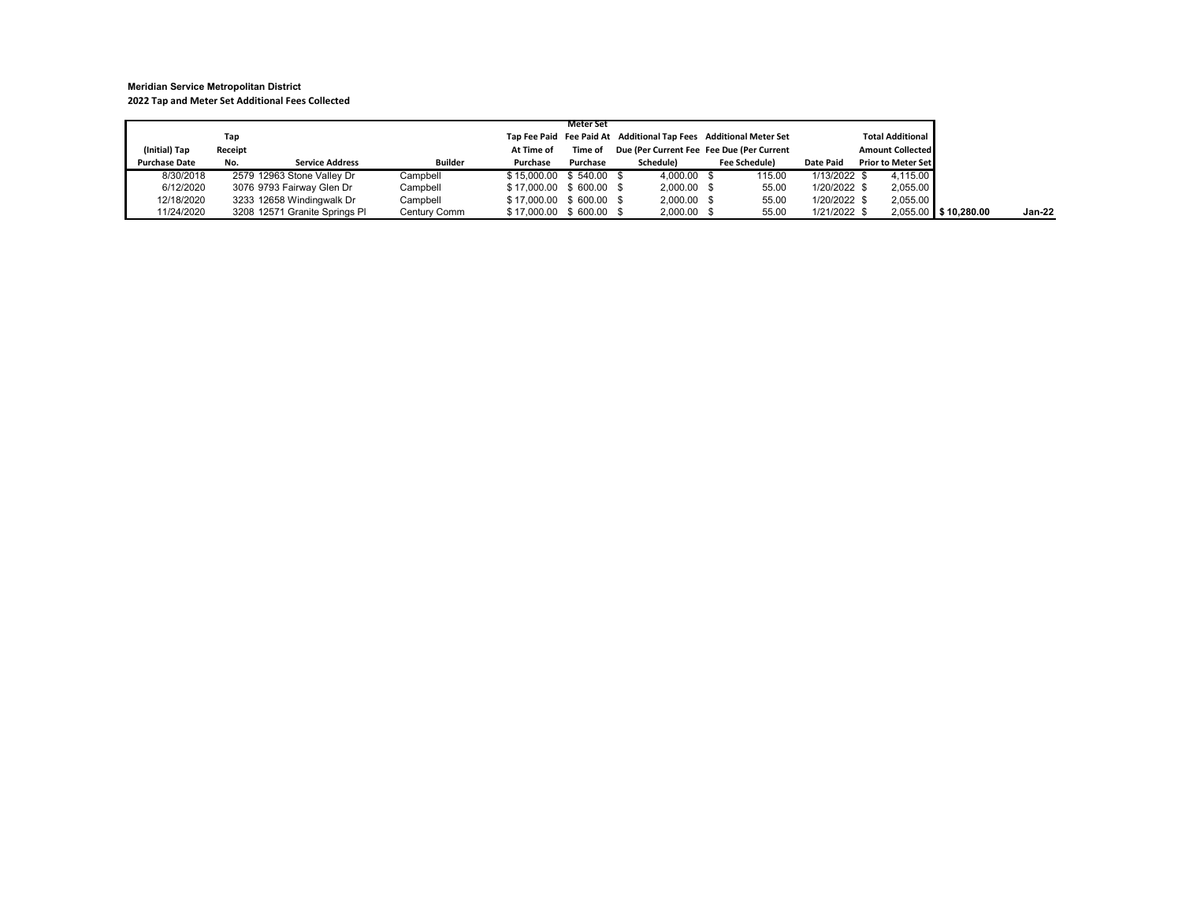**Meridian Service Metropolitan District**

**2022 Tap and Meter Set Additional Fees Collected**

| (Initial) Tap Purchase Date | Tap Receipt No. | Service Address | Builder | Tap Fee Paid At Time of Purchase | Meter Set Fee Paid At Time of Purchase | Additional Tap Fees Due (Per Current Fee Schedule) | Additional Meter Set Fee Due (Per Current Fee Schedule) | Date Paid | Total Additional Amount Collected Prior to Meter Set | | |
|---|---|---|---|---|---|---|---|---|---|---|---|
| 8/30/2018 | 2579 | 12963 Stone Valley Dr | Campbell | $ 15,000.00 | $ 540.00 | $ 4,000.00 | $ 115.00 | 1/13/2022 | $ 4,115.00 | | |
| 6/12/2020 | 3076 | 9793 Fairway Glen Dr | Campbell | $ 17,000.00 | $ 600.00 | $ 2,000.00 | $ 55.00 | 1/20/2022 | $ 2,055.00 | | |
| 12/18/2020 | 3233 | 12658 Windingwalk Dr | Campbell | $ 17,000.00 | $ 600.00 | $ 2,000.00 | $ 55.00 | 1/20/2022 | $ 2,055.00 | | |
| 11/24/2020 | 3208 | 12571 Granite Springs Pl | Century Comm | $ 17,000.00 | $ 600.00 | $ 2,000.00 | $ 55.00 | 1/21/2022 | $ 2,055.00 | **$ 10,280.00** | **Jan-22** |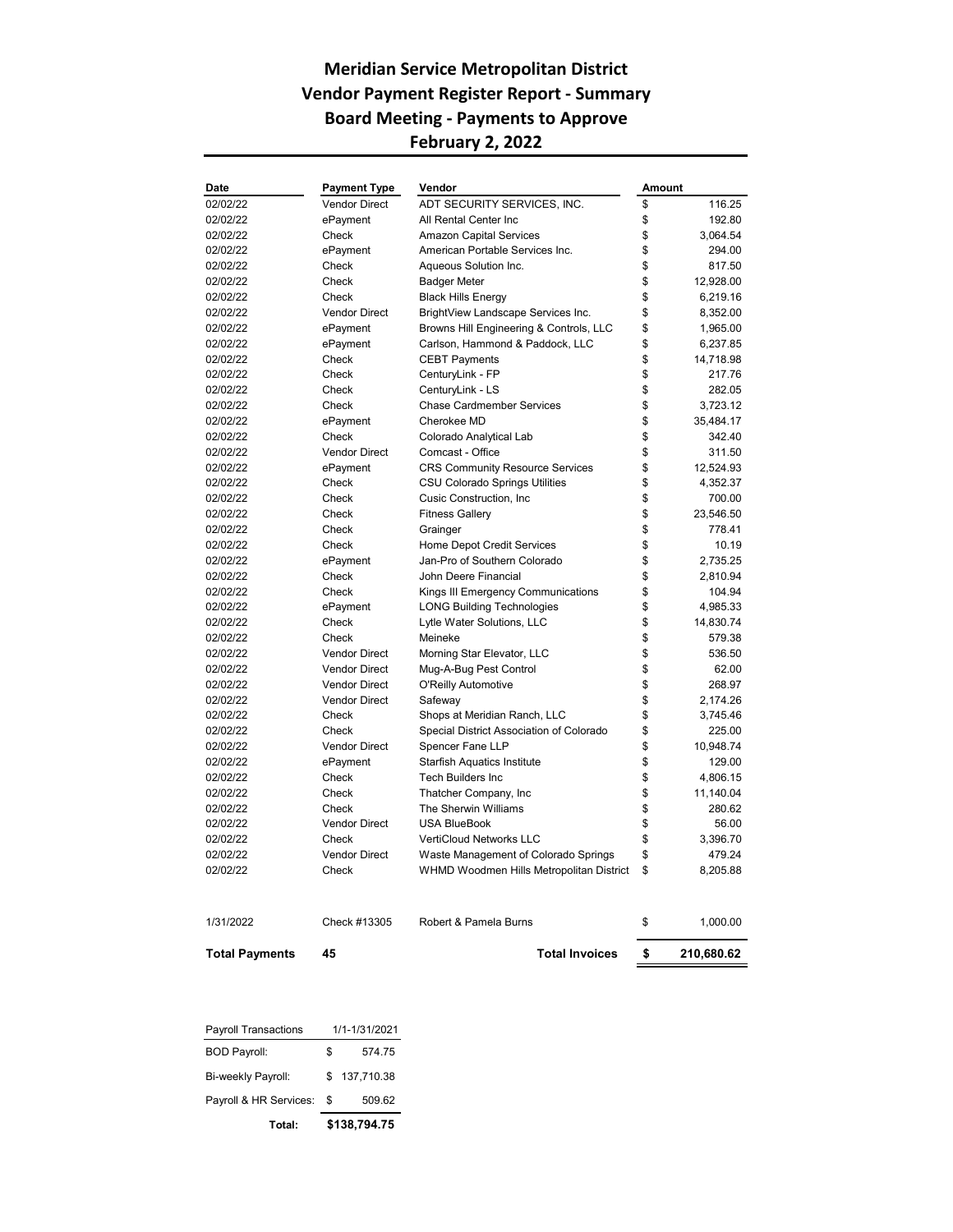# Meridian Service Metropolitan District
## Vendor Payment Register Report - Summary
## Board Meeting - Payments to Approve
## February 2, 2022

| Date | Payment Type | Vendor | Amount |
|---|---|---|---|
| 02/02/22 | Vendor Direct | ADT SECURITY SERVICES, INC. | $ 116.25 |
| 02/02/22 | ePayment | All Rental Center Inc | $ 192.80 |
| 02/02/22 | Check | Amazon Capital Services | $ 3,064.54 |
| 02/02/22 | ePayment | American Portable Services Inc. | $ 294.00 |
| 02/02/22 | Check | Aqueous Solution Inc. | $ 817.50 |
| 02/02/22 | Check | Badger Meter | $ 12,928.00 |
| 02/02/22 | Check | Black Hills Energy | $ 6,219.16 |
| 02/02/22 | Vendor Direct | BrightView Landscape Services Inc. | $ 8,352.00 |
| 02/02/22 | ePayment | Browns Hill Engineering & Controls, LLC | $ 1,965.00 |
| 02/02/22 | ePayment | Carlson, Hammond & Paddock, LLC | $ 6,237.85 |
| 02/02/22 | Check | CEBT Payments | $ 14,718.98 |
| 02/02/22 | Check | CenturyLink - FP | $ 217.76 |
| 02/02/22 | Check | CenturyLink - LS | $ 282.05 |
| 02/02/22 | Check | Chase Cardmember Services | $ 3,723.12 |
| 02/02/22 | ePayment | Cherokee MD | $ 35,484.17 |
| 02/02/22 | Check | Colorado Analytical Lab | $ 342.40 |
| 02/02/22 | Vendor Direct | Comcast - Office | $ 311.50 |
| 02/02/22 | ePayment | CRS Community Resource Services | $ 12,524.93 |
| 02/02/22 | Check | CSU Colorado Springs Utilities | $ 4,352.37 |
| 02/02/22 | Check | Cusic Construction, Inc | $ 700.00 |
| 02/02/22 | Check | Fitness Gallery | $ 23,546.50 |
| 02/02/22 | Check | Grainger | $ 778.41 |
| 02/02/22 | Check | Home Depot Credit Services | $ 10.19 |
| 02/02/22 | ePayment | Jan-Pro of Southern Colorado | $ 2,735.25 |
| 02/02/22 | Check | John Deere Financial | $ 2,810.94 |
| 02/02/22 | Check | Kings III Emergency Communications | $ 104.94 |
| 02/02/22 | ePayment | LONG Building Technologies | $ 4,985.33 |
| 02/02/22 | Check | Lytle Water Solutions, LLC | $ 14,830.74 |
| 02/02/22 | Check | Meineke | $ 579.38 |
| 02/02/22 | Vendor Direct | Morning Star Elevator, LLC | $ 536.50 |
| 02/02/22 | Vendor Direct | Mug-A-Bug Pest Control | $ 62.00 |
| 02/02/22 | Vendor Direct | O'Reilly Automotive | $ 268.97 |
| 02/02/22 | Vendor Direct | Safeway | $ 2,174.26 |
| 02/02/22 | Check | Shops at Meridian Ranch, LLC | $ 3,745.46 |
| 02/02/22 | Check | Special District Association of Colorado | $ 225.00 |
| 02/02/22 | Vendor Direct | Spencer Fane LLP | $ 10,948.74 |
| 02/02/22 | ePayment | Starfish Aquatics Institute | $ 129.00 |
| 02/02/22 | Check | Tech Builders Inc | $ 4,806.15 |
| 02/02/22 | Check | Thatcher Company, Inc | $ 11,140.04 |
| 02/02/22 | Check | The Sherwin Williams | $ 280.62 |
| 02/02/22 | Vendor Direct | USA BlueBook | $ 56.00 |
| 02/02/22 | Check | VertiCloud Networks LLC | $ 3,396.70 |
| 02/02/22 | Vendor Direct | Waste Management of Colorado Springs | $ 479.24 |
| 02/02/22 | Check | WHMD Woodmen Hills Metropolitan District | $ 8,205.88 |
| | | | |
| 1/31/2022 | Check #13305 | Robert & Pamela Burns | $ 1,000.00 |
| **Total Payments** | **45** | **Total Invoices** | **$ 210,680.62** |

| Payroll Transactions | 1/1-1/31/2021 |
|---|---|
| BOD Payroll: | $ 574.75 |
| Bi-weekly Payroll: | $ 137,710.38 |
| Payroll & HR Services: | $ 509.62 |
| **Total:** | **$138,794.75** |